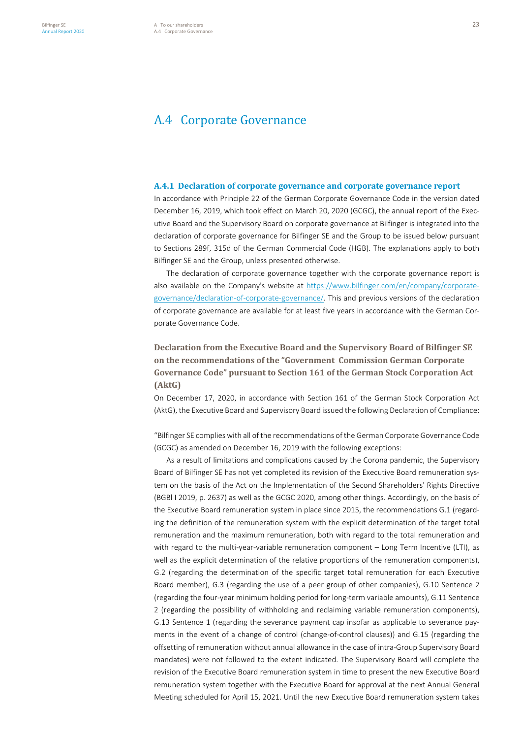# A.4 Corporate Governance

## A.4.1 Declaration of corporate governance and corporate governance report

In accordance with Principle 22 of the German Corporate Governance Code in the version dated December 16, 2019, which took effect on March 20, 2020 (GCGC), the annual report of the Executive Board and the Supervisory Board on corporate governance at Bilfinger is integrated into the declaration of corporate governance for Bilfinger SE and the Group to be issued below pursuant to Sections 289f, 315d of the German Commercial Code (HGB). The explanations apply to both Bilfinger SE and the Group, unless presented otherwise.

The declaration of corporate governance together with the corporate governance report is also available on the Company's website at [https://www.bilfinger.com/en/company/corporate-governance/declaration-of-corporate-governance/](https://www.bilfinger.com/en/company/corporate-governance/declaration-of-corporate-governance/). This and previous versions of the declaration of corporate governance are available for at least five years in accordance with the German Corporate Governance Code.

### Declaration from the Executive Board and the Supervisory Board of Bilfinger SE on the recommendations of the "Government Commission German Corporate Governance Code" pursuant to Section 161 of the German Stock Corporation Act (AktG)

On December 17, 2020, in accordance with Section 161 of the German Stock Corporation Act (AktG), the Executive Board and Supervisory Board issued the following Declaration of Compliance:

"Bilfinger SE complies with all of the recommendations of the German Corporate Governance Code (GCGC) as amended on December 16, 2019 with the following exceptions:

As a result of limitations and complications caused by the Corona pandemic, the Supervisory Board of Bilfinger SE has not yet completed its revision of the Executive Board remuneration system on the basis of the Act on the Implementation of the Second Shareholders' Rights Directive (BGBl I 2019, p. 2637) as well as the GCGC 2020, among other things. Accordingly, on the basis of the Executive Board remuneration system in place since 2015, the recommendations G.1 (regarding the definition of the remuneration system with the explicit determination of the target total remuneration and the maximum remuneration, both with regard to the total remuneration and with regard to the multi-year-variable remuneration component – Long Term Incentive (LTI), as well as the explicit determination of the relative proportions of the remuneration components), G.2 (regarding the determination of the specific target total remuneration for each Executive Board member), G.3 (regarding the use of a peer group of other companies), G.10 Sentence 2 (regarding the four-year minimum holding period for long-term variable amounts), G.11 Sentence 2 (regarding the possibility of withholding and reclaiming variable remuneration components), G.13 Sentence 1 (regarding the severance payment cap insofar as applicable to severance payments in the event of a change of control (change-of-control clauses)) and G.15 (regarding the offsetting of remuneration without annual allowance in the case of intra-Group Supervisory Board mandates) were not followed to the extent indicated. The Supervisory Board will complete the revision of the Executive Board remuneration system in time to present the new Executive Board remuneration system together with the Executive Board for approval at the next Annual General Meeting scheduled for April 15, 2021. Until the new Executive Board remuneration system takes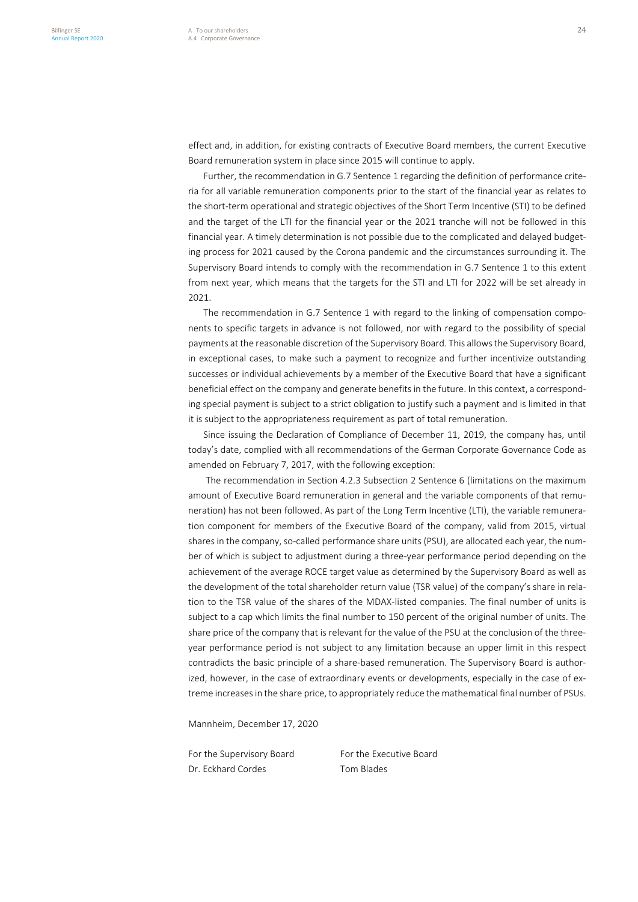effect and, in addition, for existing contracts of Executive Board members, the current Executive Board remuneration system in place since 2015 will continue to apply.

Further, the recommendation in G.7 Sentence 1 regarding the definition of performance criteria for all variable remuneration components prior to the start of the financial year as relates to the short-term operational and strategic objectives of the Short Term Incentive (STI) to be defined and the target of the LTI for the financial year or the 2021 tranche will not be followed in this financial year. A timely determination is not possible due to the complicated and delayed budgeting process for 2021 caused by the Corona pandemic and the circumstances surrounding it. The Supervisory Board intends to comply with the recommendation in G.7 Sentence 1 to this extent from next year, which means that the targets for the STI and LTI for 2022 will be set already in 2021.

The recommendation in G.7 Sentence 1 with regard to the linking of compensation components to specific targets in advance is not followed, nor with regard to the possibility of special payments at the reasonable discretion of the Supervisory Board. This allows the Supervisory Board, in exceptional cases, to make such a payment to recognize and further incentivize outstanding successes or individual achievements by a member of the Executive Board that have a significant beneficial effect on the company and generate benefits in the future. In this context, a corresponding special payment is subject to a strict obligation to justify such a payment and is limited in that it is subject to the appropriateness requirement as part of total remuneration.

Since issuing the Declaration of Compliance of December 11, 2019, the company has, until today's date, complied with all recommendations of the German Corporate Governance Code as amended on February 7, 2017, with the following exception:

The recommendation in Section 4.2.3 Subsection 2 Sentence 6 (limitations on the maximum amount of Executive Board remuneration in general and the variable components of that remuneration) has not been followed. As part of the Long Term Incentive (LTI), the variable remuneration component for members of the Executive Board of the company, valid from 2015, virtual shares in the company, so-called performance share units (PSU), are allocated each year, the number of which is subject to adjustment during a three-year performance period depending on the achievement of the average ROCE target value as determined by the Supervisory Board as well as the development of the total shareholder return value (TSR value) of the company's share in relation to the TSR value of the shares of the MDAX-listed companies. The final number of units is subject to a cap which limits the final number to 150 percent of the original number of units. The share price of the company that is relevant for the value of the PSU at the conclusion of the three-year performance period is not subject to any limitation because an upper limit in this respect contradicts the basic principle of a share-based remuneration. The Supervisory Board is authorized, however, in the case of extraordinary events or developments, especially in the case of extreme increases in the share price, to appropriately reduce the mathematical final number of PSUs.

Mannheim, December 17, 2020

| For the Supervisory Board | For the Executive Board |
| --- | --- |
| Dr. Eckhard Cordes | Tom Blades |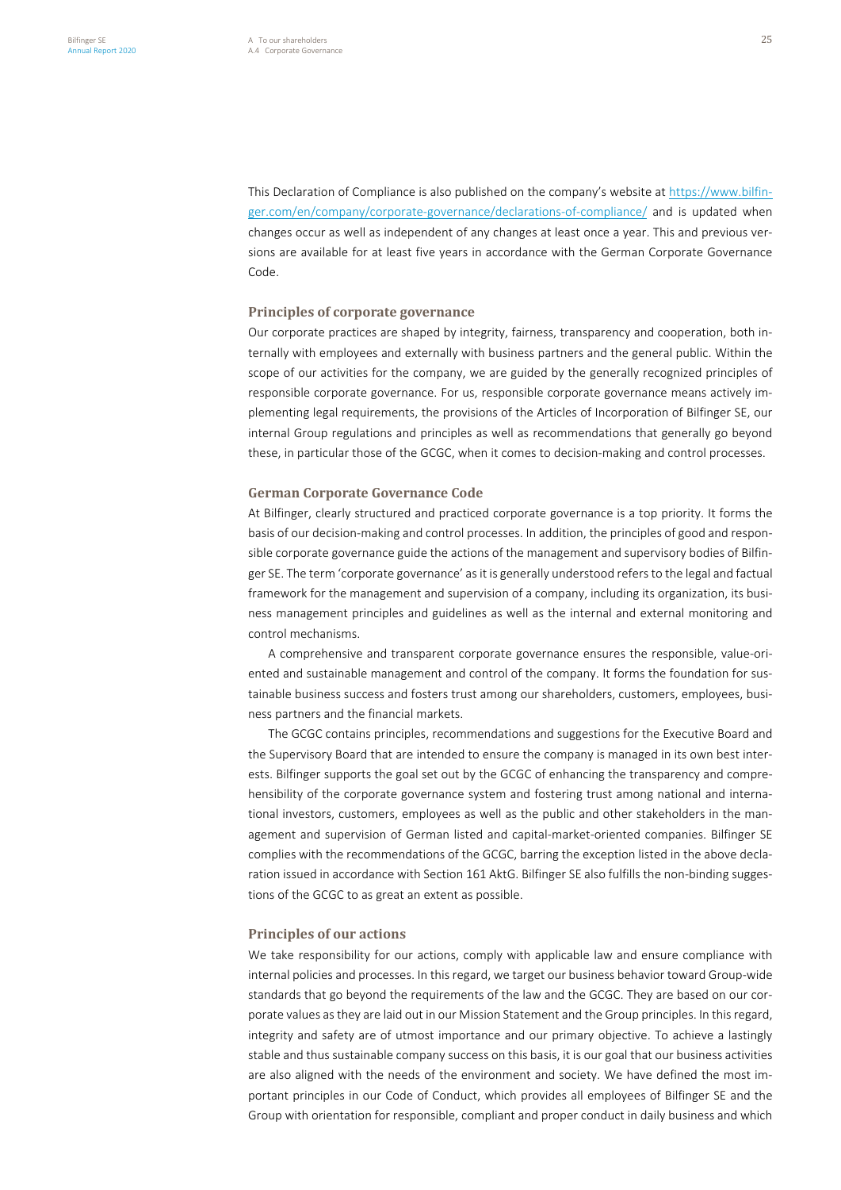This Declaration of Compliance is also published on the company's website at [https://www.bilfinger.com/en/company/corporate-governance/declarations-of-compliance/](https://www.bilfinger.com/en/company/corporate-governance/declarations-of-compliance/) and is updated when changes occur as well as independent of any changes at least once a year. This and previous versions are available for at least five years in accordance with the German Corporate Governance Code.

### Principles of corporate governance

Our corporate practices are shaped by integrity, fairness, transparency and cooperation, both internally with employees and externally with business partners and the general public. Within the scope of our activities for the company, we are guided by the generally recognized principles of responsible corporate governance. For us, responsible corporate governance means actively implementing legal requirements, the provisions of the Articles of Incorporation of Bilfinger SE, our internal Group regulations and principles as well as recommendations that generally go beyond these, in particular those of the GCGC, when it comes to decision-making and control processes.

### German Corporate Governance Code

At Bilfinger, clearly structured and practiced corporate governance is a top priority. It forms the basis of our decision-making and control processes. In addition, the principles of good and responsible corporate governance guide the actions of the management and supervisory bodies of Bilfinger SE. The term 'corporate governance' as it is generally understood refers to the legal and factual framework for the management and supervision of a company, including its organization, its business management principles and guidelines as well as the internal and external monitoring and control mechanisms.

A comprehensive and transparent corporate governance ensures the responsible, value-oriented and sustainable management and control of the company. It forms the foundation for sustainable business success and fosters trust among our shareholders, customers, employees, business partners and the financial markets.

The GCGC contains principles, recommendations and suggestions for the Executive Board and the Supervisory Board that are intended to ensure the company is managed in its own best interests. Bilfinger supports the goal set out by the GCGC of enhancing the transparency and comprehensibility of the corporate governance system and fostering trust among national and international investors, customers, employees as well as the public and other stakeholders in the management and supervision of German listed and capital-market-oriented companies. Bilfinger SE complies with the recommendations of the GCGC, barring the exception listed in the above declaration issued in accordance with Section 161 AktG. Bilfinger SE also fulfills the non-binding suggestions of the GCGC to as great an extent as possible.

### Principles of our actions

We take responsibility for our actions, comply with applicable law and ensure compliance with internal policies and processes. In this regard, we target our business behavior toward Group-wide standards that go beyond the requirements of the law and the GCGC. They are based on our corporate values as they are laid out in our Mission Statement and the Group principles. In this regard, integrity and safety are of utmost importance and our primary objective. To achieve a lastingly stable and thus sustainable company success on this basis, it is our goal that our business activities are also aligned with the needs of the environment and society. We have defined the most important principles in our Code of Conduct, which provides all employees of Bilfinger SE and the Group with orientation for responsible, compliant and proper conduct in daily business and which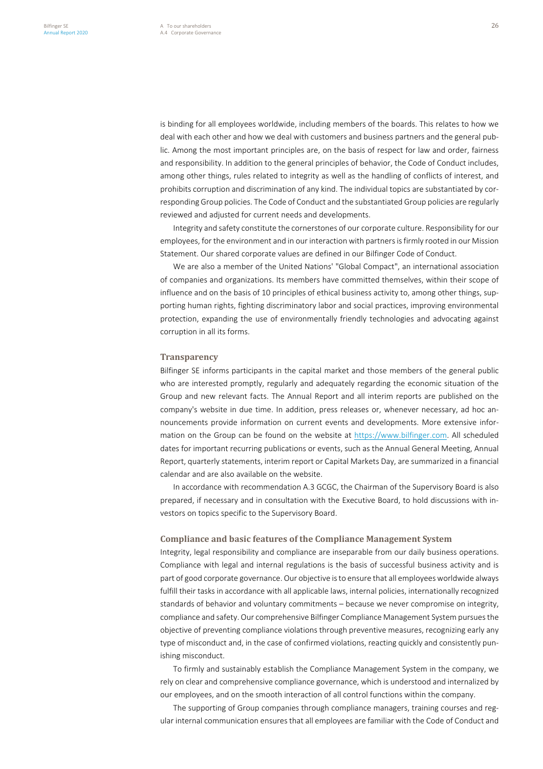is binding for all employees worldwide, including members of the boards. This relates to how we deal with each other and how we deal with customers and business partners and the general public. Among the most important principles are, on the basis of respect for law and order, fairness and responsibility. In addition to the general principles of behavior, the Code of Conduct includes, among other things, rules related to integrity as well as the handling of conflicts of interest, and prohibits corruption and discrimination of any kind. The individual topics are substantiated by corresponding Group policies. The Code of Conduct and the substantiated Group policies are regularly reviewed and adjusted for current needs and developments.

Integrity and safety constitute the cornerstones of our corporate culture. Responsibility for our employees, for the environment and in our interaction with partners is firmly rooted in our Mission Statement. Our shared corporate values are defined in our Bilfinger Code of Conduct.

We are also a member of the United Nations' "Global Compact", an international association of companies and organizations. Its members have committed themselves, within their scope of influence and on the basis of 10 principles of ethical business activity to, among other things, supporting human rights, fighting discriminatory labor and social practices, improving environmental protection, expanding the use of environmentally friendly technologies and advocating against corruption in all its forms.

### Transparency

Bilfinger SE informs participants in the capital market and those members of the general public who are interested promptly, regularly and adequately regarding the economic situation of the Group and new relevant facts. The Annual Report and all interim reports are published on the company's website in due time. In addition, press releases or, whenever necessary, ad hoc announcements provide information on current events and developments. More extensive information on the Group can be found on the website at https://www.bilfinger.com. All scheduled dates for important recurring publications or events, such as the Annual General Meeting, Annual Report, quarterly statements, interim report or Capital Markets Day, are summarized in a financial calendar and are also available on the website.

In accordance with recommendation A.3 GCGC, the Chairman of the Supervisory Board is also prepared, if necessary and in consultation with the Executive Board, to hold discussions with investors on topics specific to the Supervisory Board.

### Compliance and basic features of the Compliance Management System

Integrity, legal responsibility and compliance are inseparable from our daily business operations. Compliance with legal and internal regulations is the basis of successful business activity and is part of good corporate governance. Our objective is to ensure that all employees worldwide always fulfill their tasks in accordance with all applicable laws, internal policies, internationally recognized standards of behavior and voluntary commitments – because we never compromise on integrity, compliance and safety. Our comprehensive Bilfinger Compliance Management System pursues the objective of preventing compliance violations through preventive measures, recognizing early any type of misconduct and, in the case of confirmed violations, reacting quickly and consistently punishing misconduct.

To firmly and sustainably establish the Compliance Management System in the company, we rely on clear and comprehensive compliance governance, which is understood and internalized by our employees, and on the smooth interaction of all control functions within the company.

The supporting of Group companies through compliance managers, training courses and regular internal communication ensures that all employees are familiar with the Code of Conduct and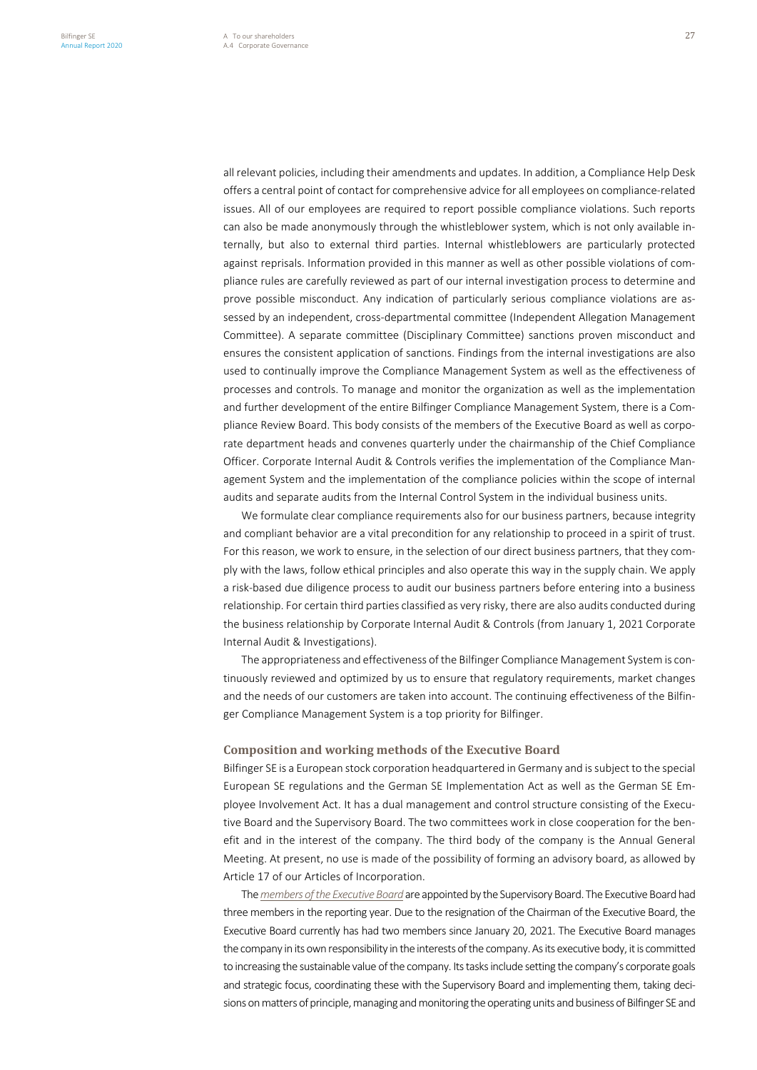all relevant policies, including their amendments and updates. In addition, a Compliance Help Desk offers a central point of contact for comprehensive advice for all employees on compliance-related issues. All of our employees are required to report possible compliance violations. Such reports can also be made anonymously through the whistleblower system, which is not only available internally, but also to external third parties. Internal whistleblowers are particularly protected against reprisals. Information provided in this manner as well as other possible violations of compliance rules are carefully reviewed as part of our internal investigation process to determine and prove possible misconduct. Any indication of particularly serious compliance violations are assessed by an independent, cross-departmental committee (Independent Allegation Management Committee). A separate committee (Disciplinary Committee) sanctions proven misconduct and ensures the consistent application of sanctions. Findings from the internal investigations are also used to continually improve the Compliance Management System as well as the effectiveness of processes and controls. To manage and monitor the organization as well as the implementation and further development of the entire Bilfinger Compliance Management System, there is a Compliance Review Board. This body consists of the members of the Executive Board as well as corporate department heads and convenes quarterly under the chairmanship of the Chief Compliance Officer. Corporate Internal Audit & Controls verifies the implementation of the Compliance Management System and the implementation of the compliance policies within the scope of internal audits and separate audits from the Internal Control System in the individual business units.

We formulate clear compliance requirements also for our business partners, because integrity and compliant behavior are a vital precondition for any relationship to proceed in a spirit of trust. For this reason, we work to ensure, in the selection of our direct business partners, that they comply with the laws, follow ethical principles and also operate this way in the supply chain. We apply a risk-based due diligence process to audit our business partners before entering into a business relationship. For certain third parties classified as very risky, there are also audits conducted during the business relationship by Corporate Internal Audit & Controls (from January 1, 2021 Corporate Internal Audit & Investigations).

The appropriateness and effectiveness of the Bilfinger Compliance Management System is continuously reviewed and optimized by us to ensure that regulatory requirements, market changes and the needs of our customers are taken into account. The continuing effectiveness of the Bilfinger Compliance Management System is a top priority for Bilfinger.

### Composition and working methods of the Executive Board

Bilfinger SE is a European stock corporation headquartered in Germany and is subject to the special European SE regulations and the German SE Implementation Act as well as the German SE Employee Involvement Act. It has a dual management and control structure consisting of the Executive Board and the Supervisory Board. The two committees work in close cooperation for the benefit and in the interest of the company. The third body of the company is the Annual General Meeting. At present, no use is made of the possibility of forming an advisory board, as allowed by Article 17 of our Articles of Incorporation.

The *members of the Executive Board* are appointed by the Supervisory Board. The Executive Board had three members in the reporting year. Due to the resignation of the Chairman of the Executive Board, the Executive Board currently has had two members since January 20, 2021. The Executive Board manages the company in its own responsibility in the interests of the company. As its executive body, it is committed to increasing the sustainable value of the company. Its tasks include setting the company's corporate goals and strategic focus, coordinating these with the Supervisory Board and implementing them, taking decisions on matters of principle, managing and monitoring the operating units and business of Bilfinger SE and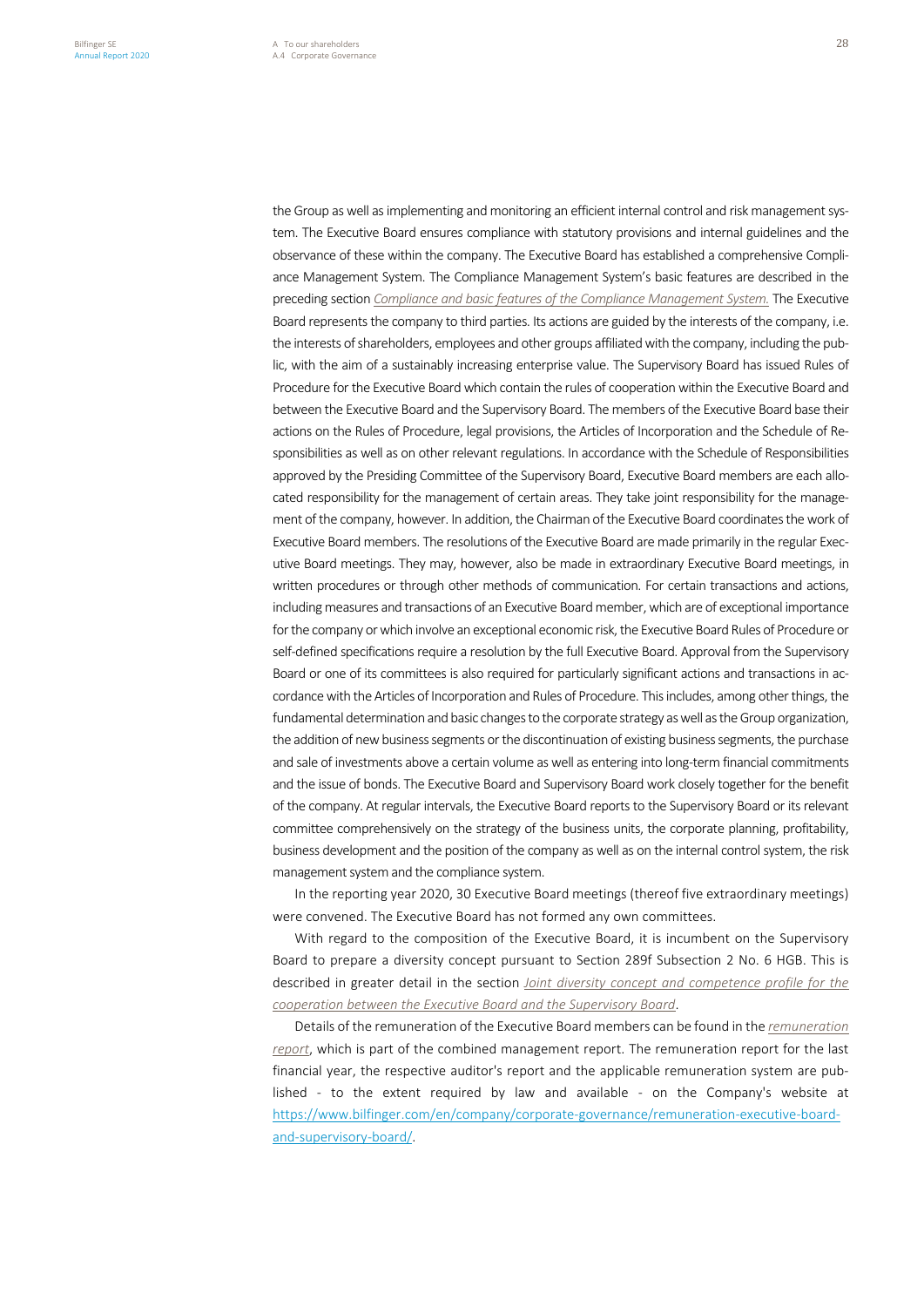the Group as well as implementing and monitoring an efficient internal control and risk management system. The Executive Board ensures compliance with statutory provisions and internal guidelines and the observance of these within the company. The Executive Board has established a comprehensive Compliance Management System. The Compliance Management System's basic features are described in the preceding section *Compliance and basic features of the Compliance Management System.* The Executive Board represents the company to third parties. Its actions are guided by the interests of the company, i.e. the interests of shareholders, employees and other groups affiliated with the company, including the public, with the aim of a sustainably increasing enterprise value. The Supervisory Board has issued Rules of Procedure for the Executive Board which contain the rules of cooperation within the Executive Board and between the Executive Board and the Supervisory Board. The members of the Executive Board base their actions on the Rules of Procedure, legal provisions, the Articles of Incorporation and the Schedule of Responsibilities as well as on other relevant regulations. In accordance with the Schedule of Responsibilities approved by the Presiding Committee of the Supervisory Board, Executive Board members are each allocated responsibility for the management of certain areas. They take joint responsibility for the management of the company, however. In addition, the Chairman of the Executive Board coordinates the work of Executive Board members. The resolutions of the Executive Board are made primarily in the regular Executive Board meetings. They may, however, also be made in extraordinary Executive Board meetings, in written procedures or through other methods of communication. For certain transactions and actions, including measures and transactions of an Executive Board member, which are of exceptional importance for the company or which involve an exceptional economic risk, the Executive Board Rules of Procedure or self-defined specifications require a resolution by the full Executive Board. Approval from the Supervisory Board or one of its committees is also required for particularly significant actions and transactions in accordance with the Articles of Incorporation and Rules of Procedure. This includes, among other things, the fundamental determination and basic changes to the corporate strategy as well as the Group organization, the addition of new business segments or the discontinuation of existing business segments, the purchase and sale of investments above a certain volume as well as entering into long-term financial commitments and the issue of bonds. The Executive Board and Supervisory Board work closely together for the benefit of the company. At regular intervals, the Executive Board reports to the Supervisory Board or its relevant committee comprehensively on the strategy of the business units, the corporate planning, profitability, business development and the position of the company as well as on the internal control system, the risk management system and the compliance system.

In the reporting year 2020, 30 Executive Board meetings (thereof five extraordinary meetings) were convened. The Executive Board has not formed any own committees.

With regard to the composition of the Executive Board, it is incumbent on the Supervisory Board to prepare a diversity concept pursuant to Section 289f Subsection 2 No. 6 HGB. This is described in greater detail in the section *Joint diversity concept and competence profile for the cooperation between the Executive Board and the Supervisory Board*.

Details of the remuneration of the Executive Board members can be found in the *remuneration report*, which is part of the combined management report. The remuneration report for the last financial year, the respective auditor's report and the applicable remuneration system are published - to the extent required by law and available - on the Company's website at https://www.bilfinger.com/en/company/corporate-governance/remuneration-executive-board-and-supervisory-board/.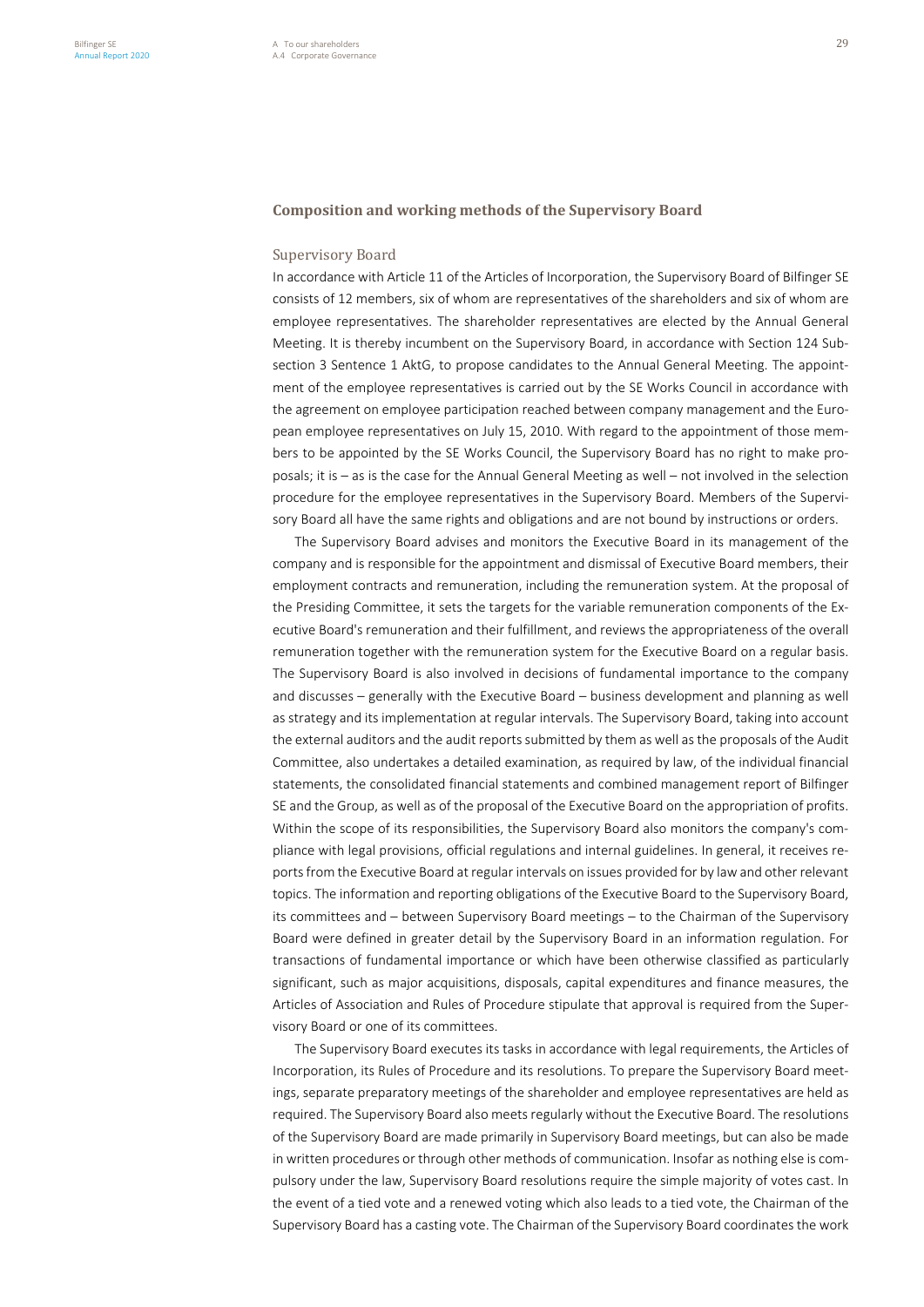## Composition and working methods of the Supervisory Board

### Supervisory Board

In accordance with Article 11 of the Articles of Incorporation, the Supervisory Board of Bilfinger SE consists of 12 members, six of whom are representatives of the shareholders and six of whom are employee representatives. The shareholder representatives are elected by the Annual General Meeting. It is thereby incumbent on the Supervisory Board, in accordance with Section 124 Subsection 3 Sentence 1 AktG, to propose candidates to the Annual General Meeting. The appointment of the employee representatives is carried out by the SE Works Council in accordance with the agreement on employee participation reached between company management and the European employee representatives on July 15, 2010. With regard to the appointment of those members to be appointed by the SE Works Council, the Supervisory Board has no right to make proposals; it is – as is the case for the Annual General Meeting as well – not involved in the selection procedure for the employee representatives in the Supervisory Board. Members of the Supervisory Board all have the same rights and obligations and are not bound by instructions or orders.

The Supervisory Board advises and monitors the Executive Board in its management of the company and is responsible for the appointment and dismissal of Executive Board members, their employment contracts and remuneration, including the remuneration system. At the proposal of the Presiding Committee, it sets the targets for the variable remuneration components of the Executive Board's remuneration and their fulfillment, and reviews the appropriateness of the overall remuneration together with the remuneration system for the Executive Board on a regular basis. The Supervisory Board is also involved in decisions of fundamental importance to the company and discusses – generally with the Executive Board – business development and planning as well as strategy and its implementation at regular intervals. The Supervisory Board, taking into account the external auditors and the audit reports submitted by them as well as the proposals of the Audit Committee, also undertakes a detailed examination, as required by law, of the individual financial statements, the consolidated financial statements and combined management report of Bilfinger SE and the Group, as well as of the proposal of the Executive Board on the appropriation of profits. Within the scope of its responsibilities, the Supervisory Board also monitors the company's compliance with legal provisions, official regulations and internal guidelines. In general, it receives reports from the Executive Board at regular intervals on issues provided for by law and other relevant topics. The information and reporting obligations of the Executive Board to the Supervisory Board, its committees and – between Supervisory Board meetings – to the Chairman of the Supervisory Board were defined in greater detail by the Supervisory Board in an information regulation. For transactions of fundamental importance or which have been otherwise classified as particularly significant, such as major acquisitions, disposals, capital expenditures and finance measures, the Articles of Association and Rules of Procedure stipulate that approval is required from the Supervisory Board or one of its committees.

The Supervisory Board executes its tasks in accordance with legal requirements, the Articles of Incorporation, its Rules of Procedure and its resolutions. To prepare the Supervisory Board meetings, separate preparatory meetings of the shareholder and employee representatives are held as required. The Supervisory Board also meets regularly without the Executive Board. The resolutions of the Supervisory Board are made primarily in Supervisory Board meetings, but can also be made in written procedures or through other methods of communication. Insofar as nothing else is compulsory under the law, Supervisory Board resolutions require the simple majority of votes cast. In the event of a tied vote and a renewed voting which also leads to a tied vote, the Chairman of the Supervisory Board has a casting vote. The Chairman of the Supervisory Board coordinates the work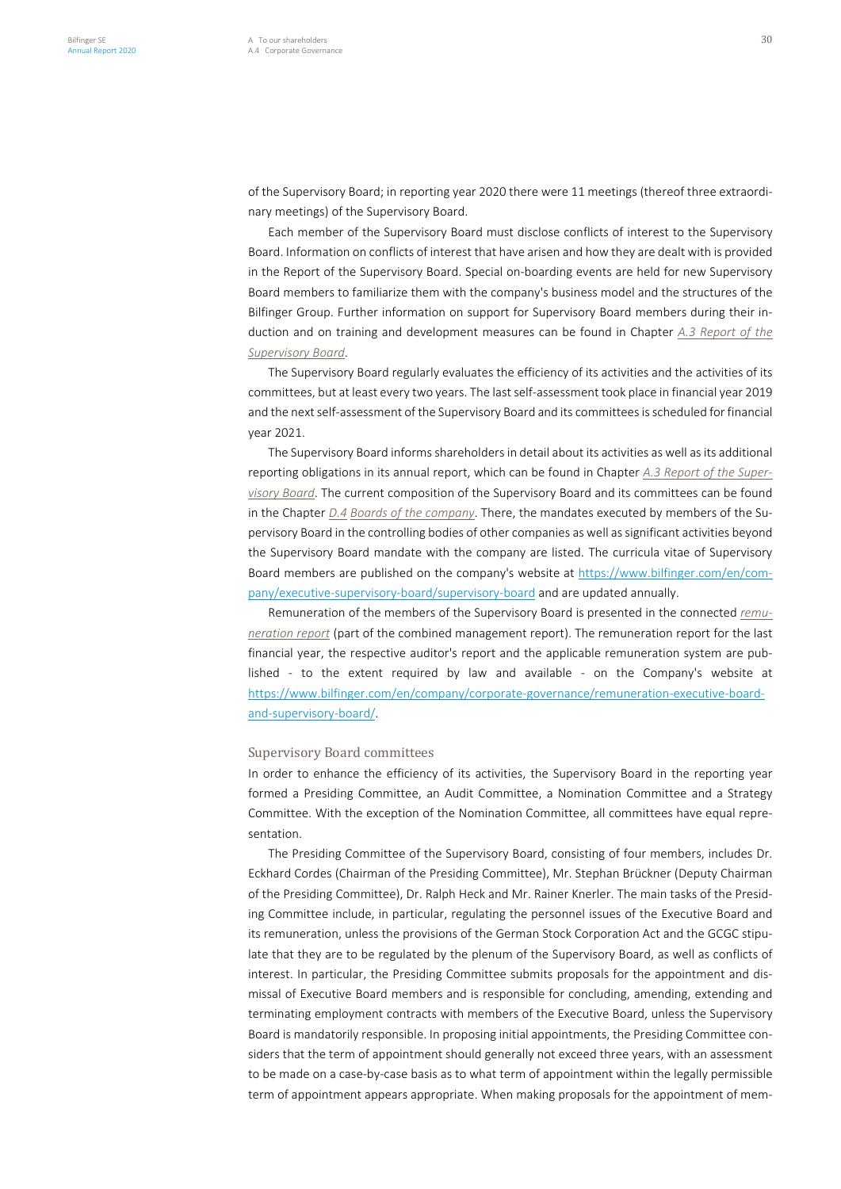of the Supervisory Board; in reporting year 2020 there were 11 meetings (thereof three extraordinary meetings) of the Supervisory Board.

Each member of the Supervisory Board must disclose conflicts of interest to the Supervisory Board. Information on conflicts of interest that have arisen and how they are dealt with is provided in the Report of the Supervisory Board. Special on-boarding events are held for new Supervisory Board members to familiarize them with the company's business model and the structures of the Bilfinger Group. Further information on support for Supervisory Board members during their induction and on training and development measures can be found in Chapter *A.3 Report of the Supervisory Board*.

The Supervisory Board regularly evaluates the efficiency of its activities and the activities of its committees, but at least every two years. The last self-assessment took place in financial year 2019 and the next self-assessment of the Supervisory Board and its committees is scheduled for financial year 2021.

The Supervisory Board informs shareholders in detail about its activities as well as its additional reporting obligations in its annual report, which can be found in Chapter *A.3 Report of the Supervisory Board*. The current composition of the Supervisory Board and its committees can be found in the Chapter *D.4 Boards of the company*. There, the mandates executed by members of the Supervisory Board in the controlling bodies of other companies as well as significant activities beyond the Supervisory Board mandate with the company are listed. The curricula vitae of Supervisory Board members are published on the company's website at https://www.bilfinger.com/en/company/executive-supervisory-board/supervisory-board and are updated annually.

Remuneration of the members of the Supervisory Board is presented in the connected *remuneration report* (part of the combined management report). The remuneration report for the last financial year, the respective auditor's report and the applicable remuneration system are published - to the extent required by law and available - on the Company's website at https://www.bilfinger.com/en/company/corporate-governance/remuneration-executive-board-and-supervisory-board/.

## Supervisory Board committees

In order to enhance the efficiency of its activities, the Supervisory Board in the reporting year formed a Presiding Committee, an Audit Committee, a Nomination Committee and a Strategy Committee. With the exception of the Nomination Committee, all committees have equal representation.

The Presiding Committee of the Supervisory Board, consisting of four members, includes Dr. Eckhard Cordes (Chairman of the Presiding Committee), Mr. Stephan Brückner (Deputy Chairman of the Presiding Committee), Dr. Ralph Heck and Mr. Rainer Knerler. The main tasks of the Presiding Committee include, in particular, regulating the personnel issues of the Executive Board and its remuneration, unless the provisions of the German Stock Corporation Act and the GCGC stipulate that they are to be regulated by the plenum of the Supervisory Board, as well as conflicts of interest. In particular, the Presiding Committee submits proposals for the appointment and dismissal of Executive Board members and is responsible for concluding, amending, extending and terminating employment contracts with members of the Executive Board, unless the Supervisory Board is mandatorily responsible. In proposing initial appointments, the Presiding Committee considers that the term of appointment should generally not exceed three years, with an assessment to be made on a case-by-case basis as to what term of appointment within the legally permissible term of appointment appears appropriate. When making proposals for the appointment of mem-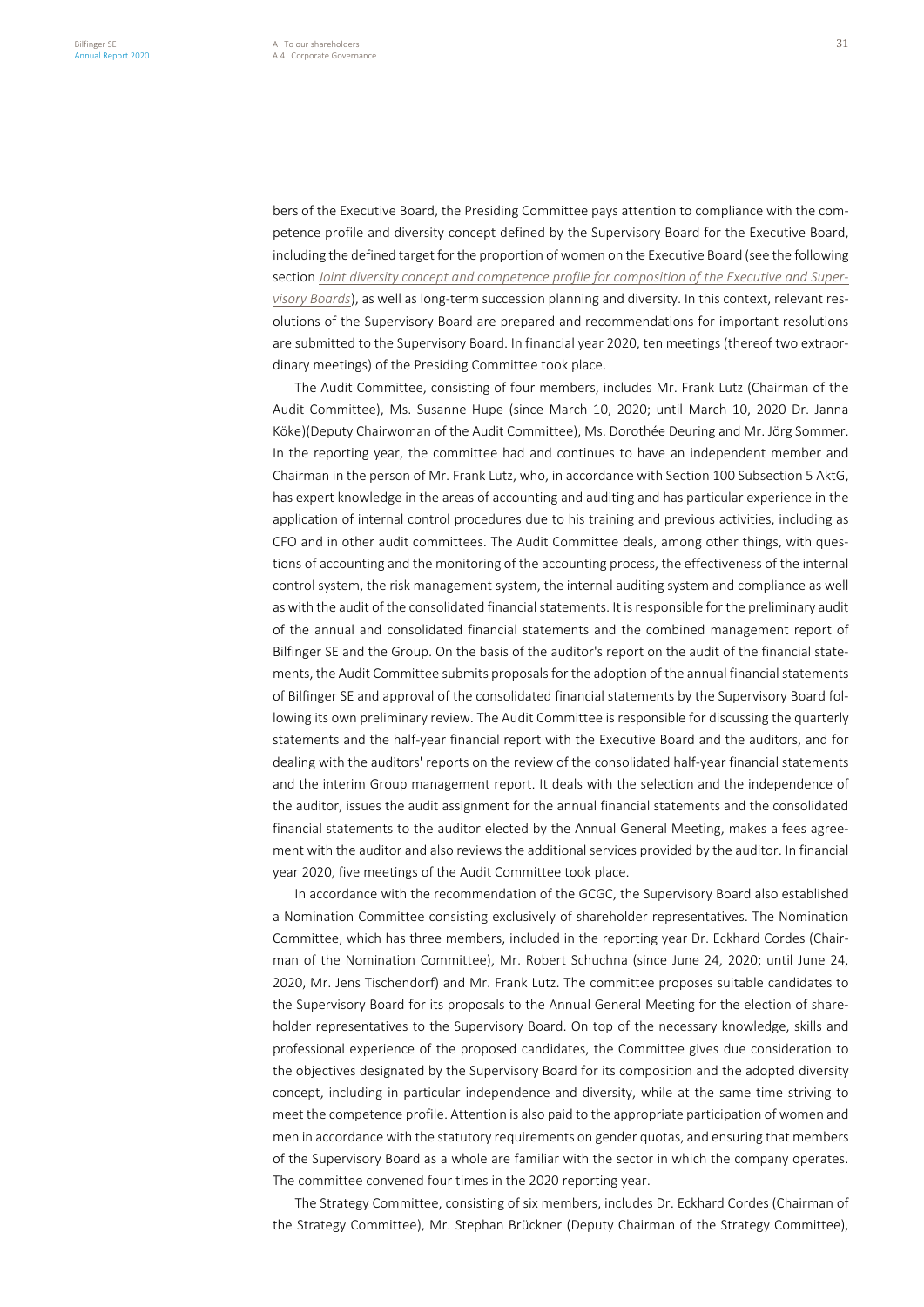bers of the Executive Board, the Presiding Committee pays attention to compliance with the competence profile and diversity concept defined by the Supervisory Board for the Executive Board, including the defined target for the proportion of women on the Executive Board (see the following section *Joint diversity concept and competence profile for composition of the Executive and Supervisory Boards*), as well as long-term succession planning and diversity. In this context, relevant resolutions of the Supervisory Board are prepared and recommendations for important resolutions are submitted to the Supervisory Board. In financial year 2020, ten meetings (thereof two extraordinary meetings) of the Presiding Committee took place.

The Audit Committee, consisting of four members, includes Mr. Frank Lutz (Chairman of the Audit Committee), Ms. Susanne Hupe (since March 10, 2020; until March 10, 2020 Dr. Janna Köke)(Deputy Chairwoman of the Audit Committee), Ms. Dorothée Deuring and Mr. Jörg Sommer. In the reporting year, the committee had and continues to have an independent member and Chairman in the person of Mr. Frank Lutz, who, in accordance with Section 100 Subsection 5 AktG, has expert knowledge in the areas of accounting and auditing and has particular experience in the application of internal control procedures due to his training and previous activities, including as CFO and in other audit committees. The Audit Committee deals, among other things, with questions of accounting and the monitoring of the accounting process, the effectiveness of the internal control system, the risk management system, the internal auditing system and compliance as well as with the audit of the consolidated financial statements. It is responsible for the preliminary audit of the annual and consolidated financial statements and the combined management report of Bilfinger SE and the Group. On the basis of the auditor's report on the audit of the financial statements, the Audit Committee submits proposals for the adoption of the annual financial statements of Bilfinger SE and approval of the consolidated financial statements by the Supervisory Board following its own preliminary review. The Audit Committee is responsible for discussing the quarterly statements and the half-year financial report with the Executive Board and the auditors, and for dealing with the auditors' reports on the review of the consolidated half-year financial statements and the interim Group management report. It deals with the selection and the independence of the auditor, issues the audit assignment for the annual financial statements and the consolidated financial statements to the auditor elected by the Annual General Meeting, makes a fees agreement with the auditor and also reviews the additional services provided by the auditor. In financial year 2020, five meetings of the Audit Committee took place.

In accordance with the recommendation of the GCGC, the Supervisory Board also established a Nomination Committee consisting exclusively of shareholder representatives. The Nomination Committee, which has three members, included in the reporting year Dr. Eckhard Cordes (Chairman of the Nomination Committee), Mr. Robert Schuchna (since June 24, 2020; until June 24, 2020, Mr. Jens Tischendorf) and Mr. Frank Lutz. The committee proposes suitable candidates to the Supervisory Board for its proposals to the Annual General Meeting for the election of shareholder representatives to the Supervisory Board. On top of the necessary knowledge, skills and professional experience of the proposed candidates, the Committee gives due consideration to the objectives designated by the Supervisory Board for its composition and the adopted diversity concept, including in particular independence and diversity, while at the same time striving to meet the competence profile. Attention is also paid to the appropriate participation of women and men in accordance with the statutory requirements on gender quotas, and ensuring that members of the Supervisory Board as a whole are familiar with the sector in which the company operates. The committee convened four times in the 2020 reporting year.

The Strategy Committee, consisting of six members, includes Dr. Eckhard Cordes (Chairman of the Strategy Committee), Mr. Stephan Brückner (Deputy Chairman of the Strategy Committee),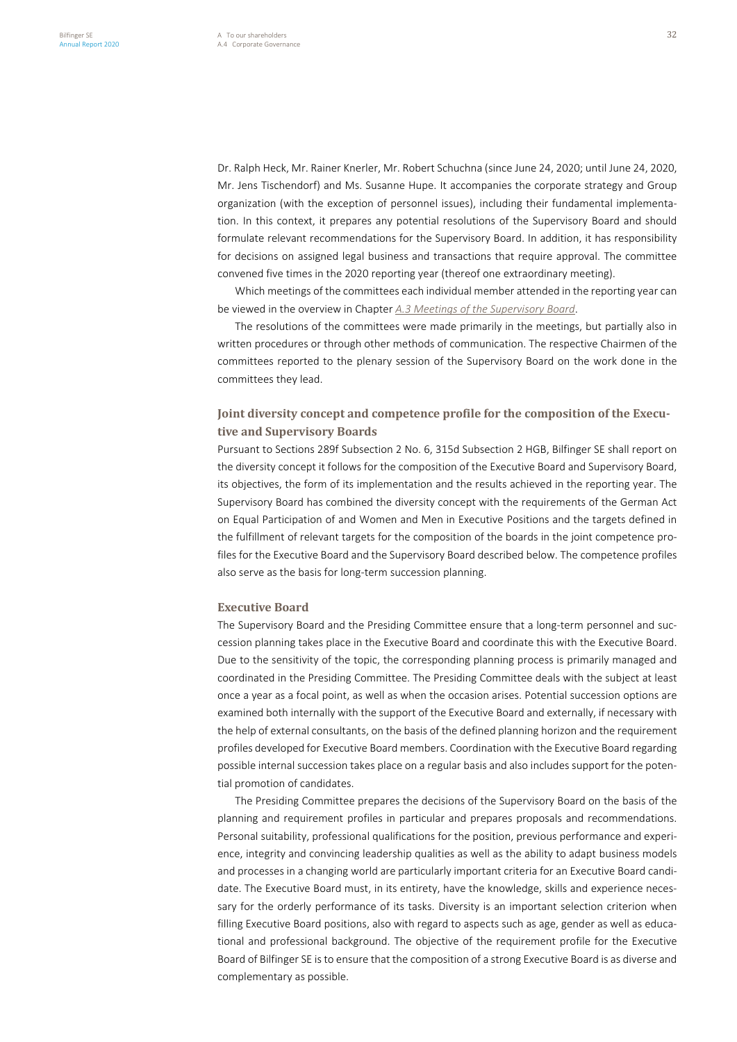Dr. Ralph Heck, Mr. Rainer Knerler, Mr. Robert Schuchna (since June 24, 2020; until June 24, 2020, Mr. Jens Tischendorf) and Ms. Susanne Hupe. It accompanies the corporate strategy and Group organization (with the exception of personnel issues), including their fundamental implementation. In this context, it prepares any potential resolutions of the Supervisory Board and should formulate relevant recommendations for the Supervisory Board. In addition, it has responsibility for decisions on assigned legal business and transactions that require approval. The committee convened five times in the 2020 reporting year (thereof one extraordinary meeting).

Which meetings of the committees each individual member attended in the reporting year can be viewed in the overview in Chapter *A.3 Meetings of the Supervisory Board*.

The resolutions of the committees were made primarily in the meetings, but partially also in written procedures or through other methods of communication. The respective Chairmen of the committees reported to the plenary session of the Supervisory Board on the work done in the committees they lead.

## Joint diversity concept and competence profile for the composition of the Executive and Supervisory Boards

Pursuant to Sections 289f Subsection 2 No. 6, 315d Subsection 2 HGB, Bilfinger SE shall report on the diversity concept it follows for the composition of the Executive Board and Supervisory Board, its objectives, the form of its implementation and the results achieved in the reporting year. The Supervisory Board has combined the diversity concept with the requirements of the German Act on Equal Participation of and Women and Men in Executive Positions and the targets defined in the fulfillment of relevant targets for the composition of the boards in the joint competence profiles for the Executive Board and the Supervisory Board described below. The competence profiles also serve as the basis for long-term succession planning.

### Executive Board

The Supervisory Board and the Presiding Committee ensure that a long-term personnel and succession planning takes place in the Executive Board and coordinate this with the Executive Board. Due to the sensitivity of the topic, the corresponding planning process is primarily managed and coordinated in the Presiding Committee. The Presiding Committee deals with the subject at least once a year as a focal point, as well as when the occasion arises. Potential succession options are examined both internally with the support of the Executive Board and externally, if necessary with the help of external consultants, on the basis of the defined planning horizon and the requirement profiles developed for Executive Board members. Coordination with the Executive Board regarding possible internal succession takes place on a regular basis and also includes support for the potential promotion of candidates.

The Presiding Committee prepares the decisions of the Supervisory Board on the basis of the planning and requirement profiles in particular and prepares proposals and recommendations. Personal suitability, professional qualifications for the position, previous performance and experience, integrity and convincing leadership qualities as well as the ability to adapt business models and processes in a changing world are particularly important criteria for an Executive Board candidate. The Executive Board must, in its entirety, have the knowledge, skills and experience necessary for the orderly performance of its tasks. Diversity is an important selection criterion when filling Executive Board positions, also with regard to aspects such as age, gender as well as educational and professional background. The objective of the requirement profile for the Executive Board of Bilfinger SE is to ensure that the composition of a strong Executive Board is as diverse and complementary as possible.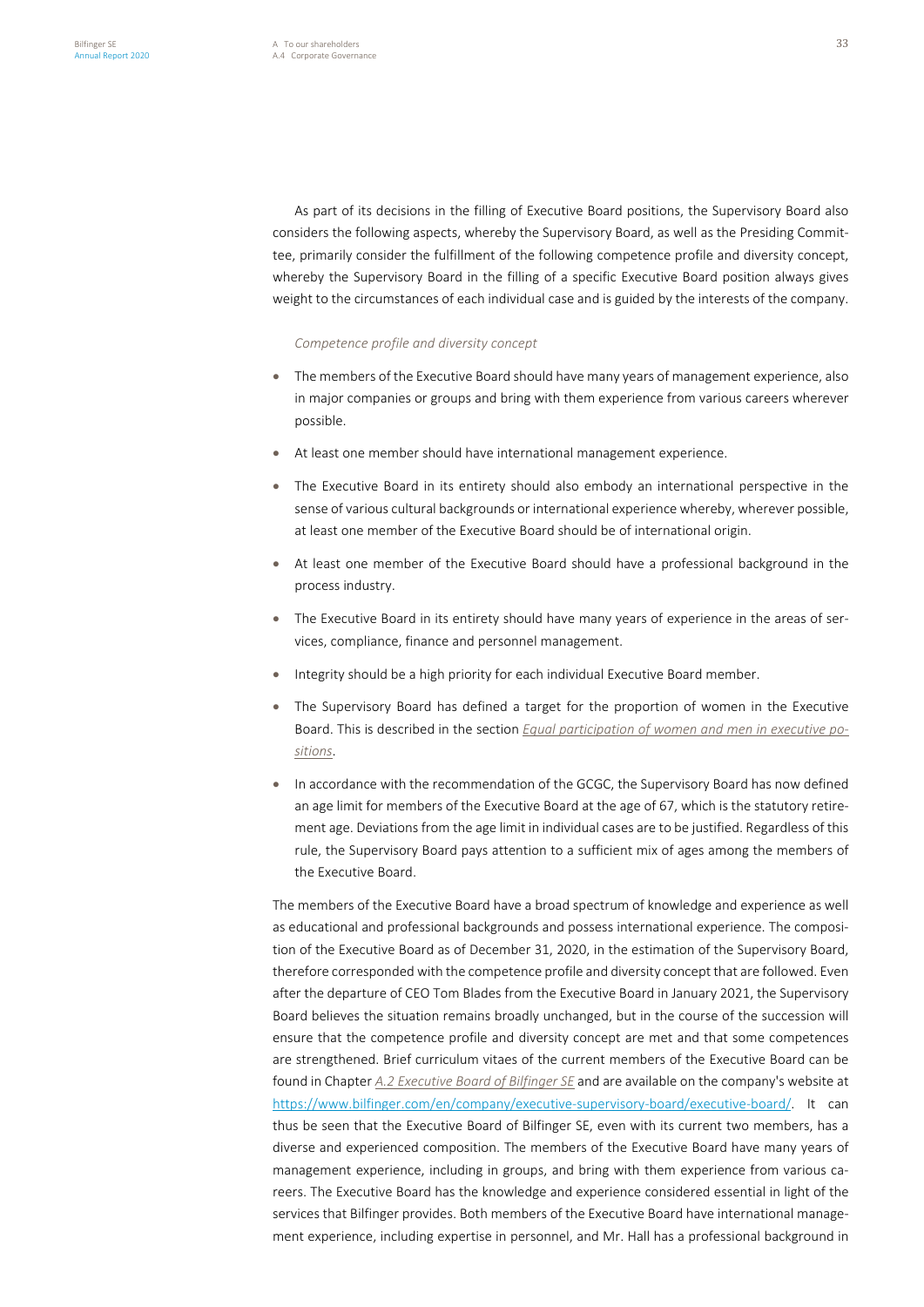As part of its decisions in the filling of Executive Board positions, the Supervisory Board also considers the following aspects, whereby the Supervisory Board, as well as the Presiding Committee, primarily consider the fulfillment of the following competence profile and diversity concept, whereby the Supervisory Board in the filling of a specific Executive Board position always gives weight to the circumstances of each individual case and is guided by the interests of the company.

*Competence profile and diversity concept*

- The members of the Executive Board should have many years of management experience, also in major companies or groups and bring with them experience from various careers wherever possible.
- At least one member should have international management experience.
- The Executive Board in its entirety should also embody an international perspective in the sense of various cultural backgrounds or international experience whereby, wherever possible, at least one member of the Executive Board should be of international origin.
- At least one member of the Executive Board should have a professional background in the process industry.
- The Executive Board in its entirety should have many years of experience in the areas of services, compliance, finance and personnel management.
- Integrity should be a high priority for each individual Executive Board member.
- The Supervisory Board has defined a target for the proportion of women in the Executive Board. This is described in the section *Equal participation of women and men in executive positions*.
- In accordance with the recommendation of the GCGC, the Supervisory Board has now defined an age limit for members of the Executive Board at the age of 67, which is the statutory retirement age. Deviations from the age limit in individual cases are to be justified. Regardless of this rule, the Supervisory Board pays attention to a sufficient mix of ages among the members of the Executive Board.

The members of the Executive Board have a broad spectrum of knowledge and experience as well as educational and professional backgrounds and possess international experience. The composition of the Executive Board as of December 31, 2020, in the estimation of the Supervisory Board, therefore corresponded with the competence profile and diversity concept that are followed. Even after the departure of CEO Tom Blades from the Executive Board in January 2021, the Supervisory Board believes the situation remains broadly unchanged, but in the course of the succession will ensure that the competence profile and diversity concept are met and that some competences are strengthened. Brief curriculum vitaes of the current members of the Executive Board can be found in Chapter *A.2 Executive Board of Bilfinger SE* and are available on the company's website at https://www.bilfinger.com/en/company/executive-supervisory-board/executive-board/. It can thus be seen that the Executive Board of Bilfinger SE, even with its current two members, has a diverse and experienced composition. The members of the Executive Board have many years of management experience, including in groups, and bring with them experience from various careers. The Executive Board has the knowledge and experience considered essential in light of the services that Bilfinger provides. Both members of the Executive Board have international management experience, including expertise in personnel, and Mr. Hall has a professional background in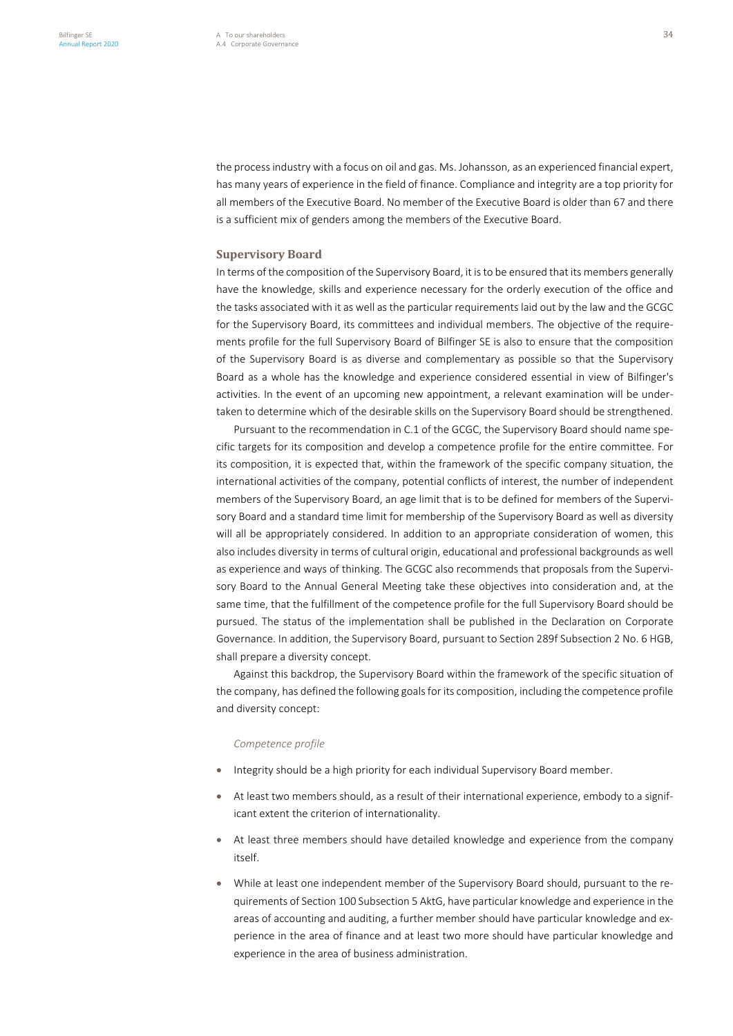the process industry with a focus on oil and gas. Ms. Johansson, as an experienced financial expert, has many years of experience in the field of finance. Compliance and integrity are a top priority for all members of the Executive Board. No member of the Executive Board is older than 67 and there is a sufficient mix of genders among the members of the Executive Board.

### Supervisory Board

In terms of the composition of the Supervisory Board, it is to be ensured that its members generally have the knowledge, skills and experience necessary for the orderly execution of the office and the tasks associated with it as well as the particular requirements laid out by the law and the GCGC for the Supervisory Board, its committees and individual members. The objective of the requirements profile for the full Supervisory Board of Bilfinger SE is also to ensure that the composition of the Supervisory Board is as diverse and complementary as possible so that the Supervisory Board as a whole has the knowledge and experience considered essential in view of Bilfinger's activities. In the event of an upcoming new appointment, a relevant examination will be undertaken to determine which of the desirable skills on the Supervisory Board should be strengthened.

Pursuant to the recommendation in C.1 of the GCGC, the Supervisory Board should name specific targets for its composition and develop a competence profile for the entire committee. For its composition, it is expected that, within the framework of the specific company situation, the international activities of the company, potential conflicts of interest, the number of independent members of the Supervisory Board, an age limit that is to be defined for members of the Supervisory Board and a standard time limit for membership of the Supervisory Board as well as diversity will all be appropriately considered. In addition to an appropriate consideration of women, this also includes diversity in terms of cultural origin, educational and professional backgrounds as well as experience and ways of thinking. The GCGC also recommends that proposals from the Supervisory Board to the Annual General Meeting take these objectives into consideration and, at the same time, that the fulfillment of the competence profile for the full Supervisory Board should be pursued. The status of the implementation shall be published in the Declaration on Corporate Governance. In addition, the Supervisory Board, pursuant to Section 289f Subsection 2 No. 6 HGB, shall prepare a diversity concept.

Against this backdrop, the Supervisory Board within the framework of the specific situation of the company, has defined the following goals for its composition, including the competence profile and diversity concept:

*Competence profile*

- Integrity should be a high priority for each individual Supervisory Board member.
- At least two members should, as a result of their international experience, embody to a significant extent the criterion of internationality.
- At least three members should have detailed knowledge and experience from the company itself.
- While at least one independent member of the Supervisory Board should, pursuant to the requirements of Section 100 Subsection 5 AktG, have particular knowledge and experience in the areas of accounting and auditing, a further member should have particular knowledge and experience in the area of finance and at least two more should have particular knowledge and experience in the area of business administration.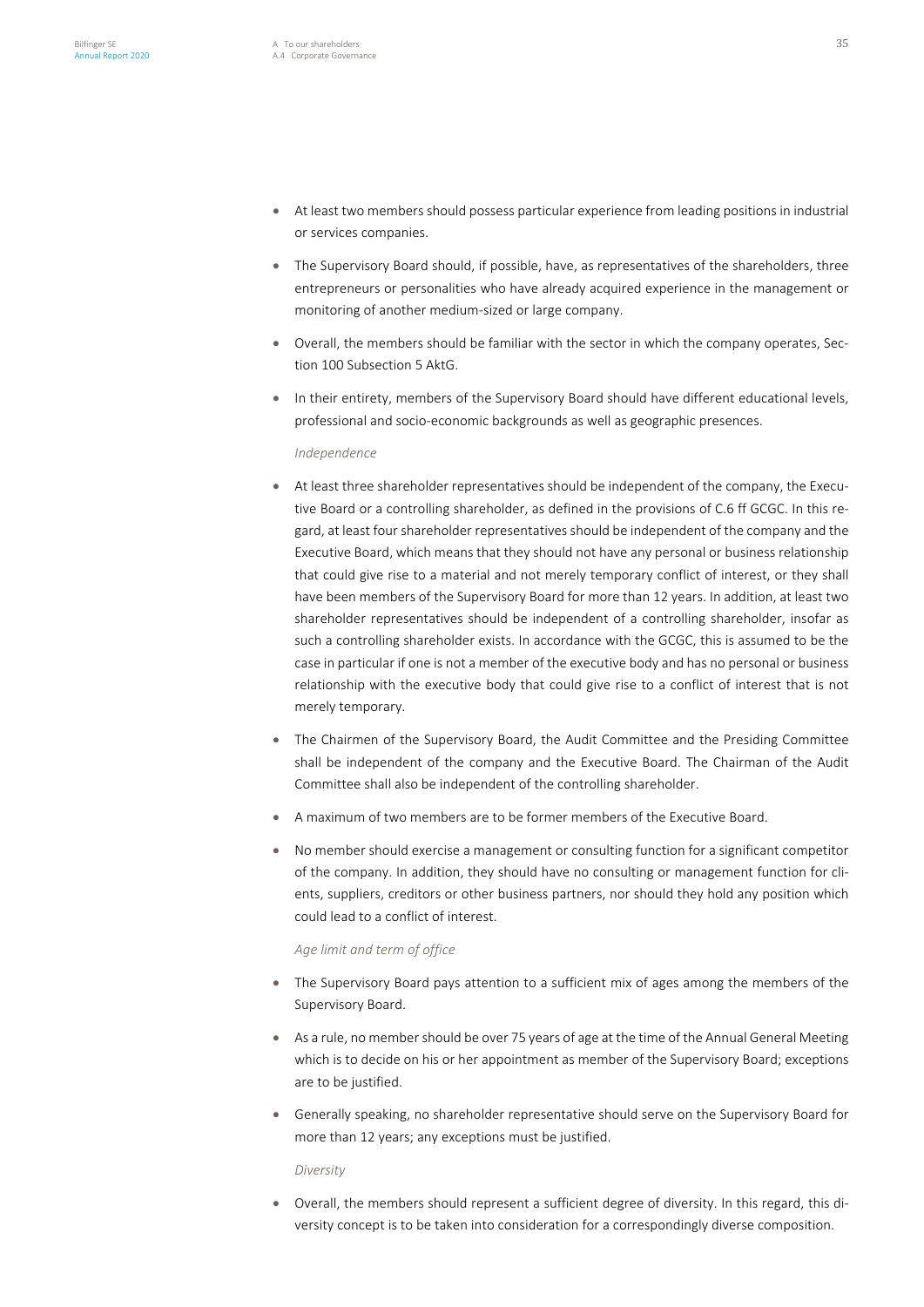- At least two members should possess particular experience from leading positions in industrial or services companies.
- The Supervisory Board should, if possible, have, as representatives of the shareholders, three entrepreneurs or personalities who have already acquired experience in the management or monitoring of another medium-sized or large company.
- Overall, the members should be familiar with the sector in which the company operates, Section 100 Subsection 5 AktG.
- In their entirety, members of the Supervisory Board should have different educational levels, professional and socio-economic backgrounds as well as geographic presences.

*Independence*

- At least three shareholder representatives should be independent of the company, the Executive Board or a controlling shareholder, as defined in the provisions of C.6 ff GCGC. In this regard, at least four shareholder representatives should be independent of the company and the Executive Board, which means that they should not have any personal or business relationship that could give rise to a material and not merely temporary conflict of interest, or they shall have been members of the Supervisory Board for more than 12 years. In addition, at least two shareholder representatives should be independent of a controlling shareholder, insofar as such a controlling shareholder exists. In accordance with the GCGC, this is assumed to be the case in particular if one is not a member of the executive body and has no personal or business relationship with the executive body that could give rise to a conflict of interest that is not merely temporary.
- The Chairmen of the Supervisory Board, the Audit Committee and the Presiding Committee shall be independent of the company and the Executive Board. The Chairman of the Audit Committee shall also be independent of the controlling shareholder.
- A maximum of two members are to be former members of the Executive Board.
- No member should exercise a management or consulting function for a significant competitor of the company. In addition, they should have no consulting or management function for clients, suppliers, creditors or other business partners, nor should they hold any position which could lead to a conflict of interest.

*Age limit and term of office*

- The Supervisory Board pays attention to a sufficient mix of ages among the members of the Supervisory Board.
- As a rule, no member should be over 75 years of age at the time of the Annual General Meeting which is to decide on his or her appointment as member of the Supervisory Board; exceptions are to be justified.
- Generally speaking, no shareholder representative should serve on the Supervisory Board for more than 12 years; any exceptions must be justified.

*Diversity*

- Overall, the members should represent a sufficient degree of diversity. In this regard, this diversity concept is to be taken into consideration for a correspondingly diverse composition.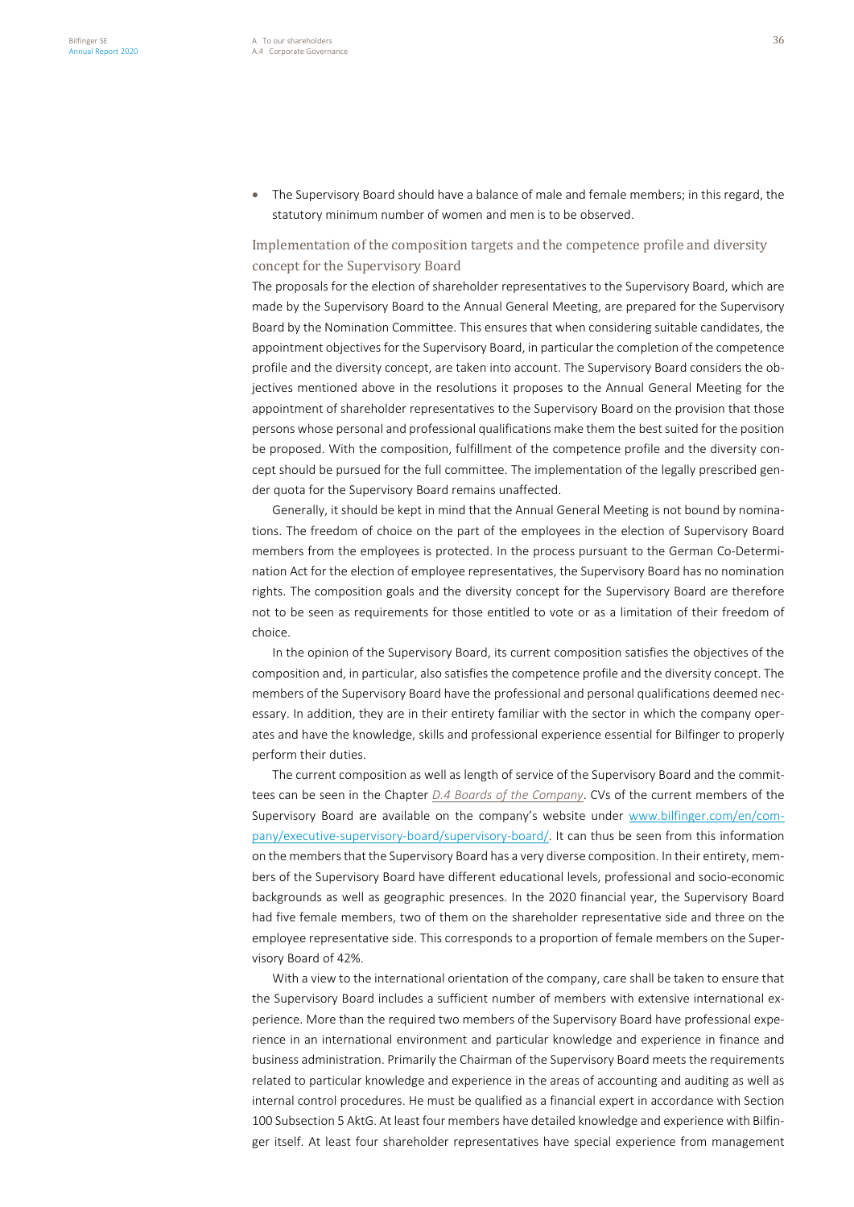- The Supervisory Board should have a balance of male and female members; in this regard, the statutory minimum number of women and men is to be observed.

### Implementation of the composition targets and the competence profile and diversity concept for the Supervisory Board

The proposals for the election of shareholder representatives to the Supervisory Board, which are made by the Supervisory Board to the Annual General Meeting, are prepared for the Supervisory Board by the Nomination Committee. This ensures that when considering suitable candidates, the appointment objectives for the Supervisory Board, in particular the completion of the competence profile and the diversity concept, are taken into account. The Supervisory Board considers the objectives mentioned above in the resolutions it proposes to the Annual General Meeting for the appointment of shareholder representatives to the Supervisory Board on the provision that those persons whose personal and professional qualifications make them the best suited for the position be proposed. With the composition, fulfillment of the competence profile and the diversity concept should be pursued for the full committee. The implementation of the legally prescribed gender quota for the Supervisory Board remains unaffected.

Generally, it should be kept in mind that the Annual General Meeting is not bound by nominations. The freedom of choice on the part of the employees in the election of Supervisory Board members from the employees is protected. In the process pursuant to the German Co-Determination Act for the election of employee representatives, the Supervisory Board has no nomination rights. The composition goals and the diversity concept for the Supervisory Board are therefore not to be seen as requirements for those entitled to vote or as a limitation of their freedom of choice.

In the opinion of the Supervisory Board, its current composition satisfies the objectives of the composition and, in particular, also satisfies the competence profile and the diversity concept. The members of the Supervisory Board have the professional and personal qualifications deemed necessary. In addition, they are in their entirety familiar with the sector in which the company operates and have the knowledge, skills and professional experience essential for Bilfinger to properly perform their duties.

The current composition as well as length of service of the Supervisory Board and the committees can be seen in the Chapter *D.4 Boards of the Company*. CVs of the current members of the Supervisory Board are available on the company's website under www.bilfinger.com/en/company/executive-supervisory-board/supervisory-board/. It can thus be seen from this information on the members that the Supervisory Board has a very diverse composition. In their entirety, members of the Supervisory Board have different educational levels, professional and socio-economic backgrounds as well as geographic presences. In the 2020 financial year, the Supervisory Board had five female members, two of them on the shareholder representative side and three on the employee representative side. This corresponds to a proportion of female members on the Supervisory Board of 42%.

With a view to the international orientation of the company, care shall be taken to ensure that the Supervisory Board includes a sufficient number of members with extensive international experience. More than the required two members of the Supervisory Board have professional experience in an international environment and particular knowledge and experience in finance and business administration. Primarily the Chairman of the Supervisory Board meets the requirements related to particular knowledge and experience in the areas of accounting and auditing as well as internal control procedures. He must be qualified as a financial expert in accordance with Section 100 Subsection 5 AktG. At least four members have detailed knowledge and experience with Bilfinger itself. At least four shareholder representatives have special experience from management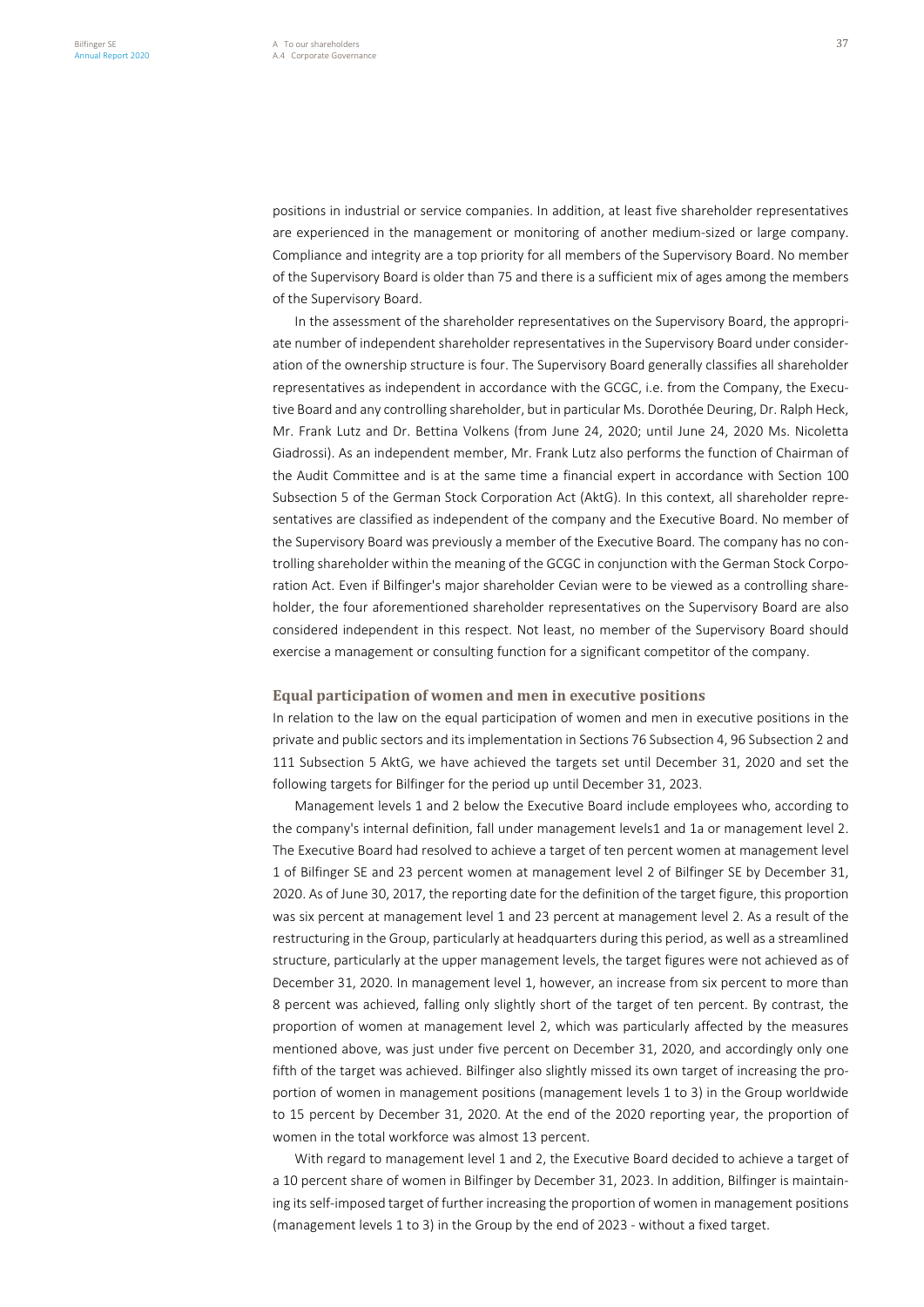positions in industrial or service companies. In addition, at least five shareholder representatives are experienced in the management or monitoring of another medium-sized or large company. Compliance and integrity are a top priority for all members of the Supervisory Board. No member of the Supervisory Board is older than 75 and there is a sufficient mix of ages among the members of the Supervisory Board.

In the assessment of the shareholder representatives on the Supervisory Board, the appropriate number of independent shareholder representatives in the Supervisory Board under consideration of the ownership structure is four. The Supervisory Board generally classifies all shareholder representatives as independent in accordance with the GCGC, i.e. from the Company, the Executive Board and any controlling shareholder, but in particular Ms. Dorothée Deuring, Dr. Ralph Heck, Mr. Frank Lutz and Dr. Bettina Volkens (from June 24, 2020; until June 24, 2020 Ms. Nicoletta Giadrossi). As an independent member, Mr. Frank Lutz also performs the function of Chairman of the Audit Committee and is at the same time a financial expert in accordance with Section 100 Subsection 5 of the German Stock Corporation Act (AktG). In this context, all shareholder representatives are classified as independent of the company and the Executive Board. No member of the Supervisory Board was previously a member of the Executive Board. The company has no controlling shareholder within the meaning of the GCGC in conjunction with the German Stock Corporation Act. Even if Bilfinger's major shareholder Cevian were to be viewed as a controlling shareholder, the four aforementioned shareholder representatives on the Supervisory Board are also considered independent in this respect. Not least, no member of the Supervisory Board should exercise a management or consulting function for a significant competitor of the company.

### Equal participation of women and men in executive positions

In relation to the law on the equal participation of women and men in executive positions in the private and public sectors and its implementation in Sections 76 Subsection 4, 96 Subsection 2 and 111 Subsection 5 AktG, we have achieved the targets set until December 31, 2020 and set the following targets for Bilfinger for the period up until December 31, 2023.

Management levels 1 and 2 below the Executive Board include employees who, according to the company's internal definition, fall under management levels1 and 1a or management level 2. The Executive Board had resolved to achieve a target of ten percent women at management level 1 of Bilfinger SE and 23 percent women at management level 2 of Bilfinger SE by December 31, 2020. As of June 30, 2017, the reporting date for the definition of the target figure, this proportion was six percent at management level 1 and 23 percent at management level 2. As a result of the restructuring in the Group, particularly at headquarters during this period, as well as a streamlined structure, particularly at the upper management levels, the target figures were not achieved as of December 31, 2020. In management level 1, however, an increase from six percent to more than 8 percent was achieved, falling only slightly short of the target of ten percent. By contrast, the proportion of women at management level 2, which was particularly affected by the measures mentioned above, was just under five percent on December 31, 2020, and accordingly only one fifth of the target was achieved. Bilfinger also slightly missed its own target of increasing the proportion of women in management positions (management levels 1 to 3) in the Group worldwide to 15 percent by December 31, 2020. At the end of the 2020 reporting year, the proportion of women in the total workforce was almost 13 percent.

With regard to management level 1 and 2, the Executive Board decided to achieve a target of a 10 percent share of women in Bilfinger by December 31, 2023. In addition, Bilfinger is maintaining its self-imposed target of further increasing the proportion of women in management positions (management levels 1 to 3) in the Group by the end of 2023 - without a fixed target.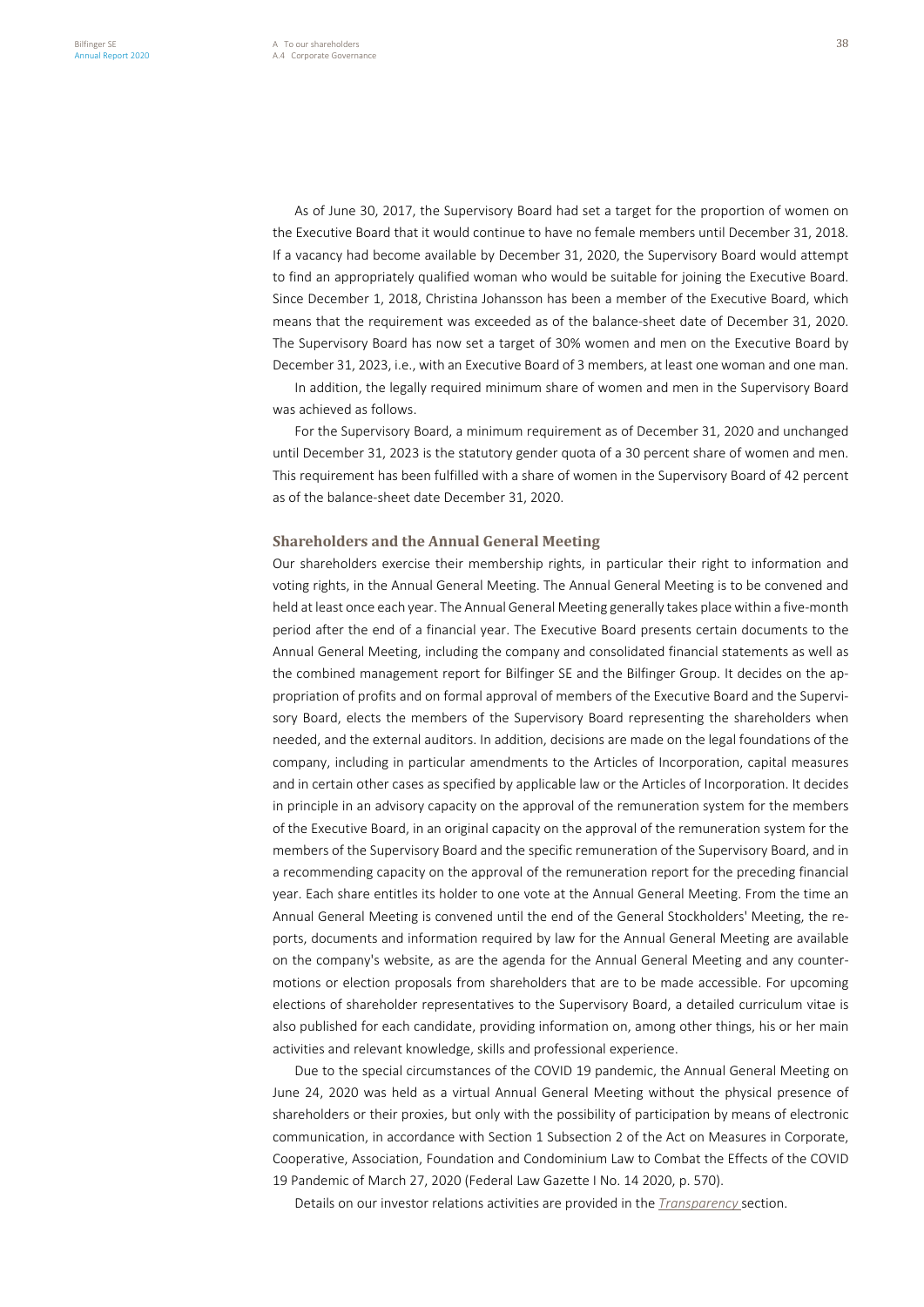As of June 30, 2017, the Supervisory Board had set a target for the proportion of women on the Executive Board that it would continue to have no female members until December 31, 2018. If a vacancy had become available by December 31, 2020, the Supervisory Board would attempt to find an appropriately qualified woman who would be suitable for joining the Executive Board. Since December 1, 2018, Christina Johansson has been a member of the Executive Board, which means that the requirement was exceeded as of the balance-sheet date of December 31, 2020. The Supervisory Board has now set a target of 30% women and men on the Executive Board by December 31, 2023, i.e., with an Executive Board of 3 members, at least one woman and one man.

In addition, the legally required minimum share of women and men in the Supervisory Board was achieved as follows.

For the Supervisory Board, a minimum requirement as of December 31, 2020 and unchanged until December 31, 2023 is the statutory gender quota of a 30 percent share of women and men. This requirement has been fulfilled with a share of women in the Supervisory Board of 42 percent as of the balance-sheet date December 31, 2020.

### Shareholders and the Annual General Meeting

Our shareholders exercise their membership rights, in particular their right to information and voting rights, in the Annual General Meeting. The Annual General Meeting is to be convened and held at least once each year. The Annual General Meeting generally takes place within a five-month period after the end of a financial year. The Executive Board presents certain documents to the Annual General Meeting, including the company and consolidated financial statements as well as the combined management report for Bilfinger SE and the Bilfinger Group. It decides on the appropriation of profits and on formal approval of members of the Executive Board and the Supervisory Board, elects the members of the Supervisory Board representing the shareholders when needed, and the external auditors. In addition, decisions are made on the legal foundations of the company, including in particular amendments to the Articles of Incorporation, capital measures and in certain other cases as specified by applicable law or the Articles of Incorporation. It decides in principle in an advisory capacity on the approval of the remuneration system for the members of the Executive Board, in an original capacity on the approval of the remuneration system for the members of the Supervisory Board and the specific remuneration of the Supervisory Board, and in a recommending capacity on the approval of the remuneration report for the preceding financial year. Each share entitles its holder to one vote at the Annual General Meeting. From the time an Annual General Meeting is convened until the end of the General Stockholders' Meeting, the reports, documents and information required by law for the Annual General Meeting are available on the company's website, as are the agenda for the Annual General Meeting and any countermotions or election proposals from shareholders that are to be made accessible. For upcoming elections of shareholder representatives to the Supervisory Board, a detailed curriculum vitae is also published for each candidate, providing information on, among other things, his or her main activities and relevant knowledge, skills and professional experience.

Due to the special circumstances of the COVID 19 pandemic, the Annual General Meeting on June 24, 2020 was held as a virtual Annual General Meeting without the physical presence of shareholders or their proxies, but only with the possibility of participation by means of electronic communication, in accordance with Section 1 Subsection 2 of the Act on Measures in Corporate, Cooperative, Association, Foundation and Condominium Law to Combat the Effects of the COVID 19 Pandemic of March 27, 2020 (Federal Law Gazette I No. 14 2020, p. 570).

Details on our investor relations activities are provided in the *Transparency* section.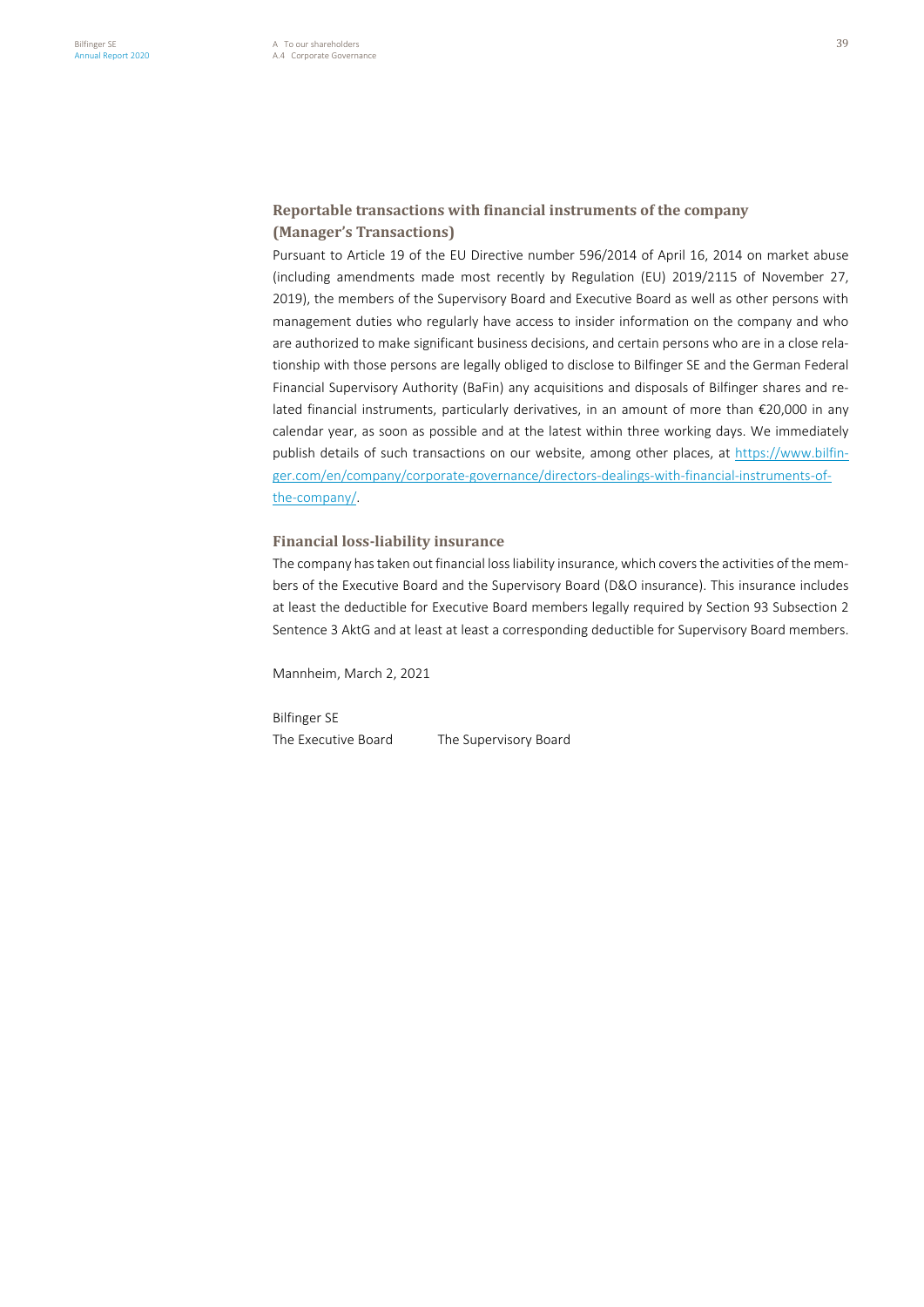### Reportable transactions with financial instruments of the company (Manager's Transactions)

Pursuant to Article 19 of the EU Directive number 596/2014 of April 16, 2014 on market abuse (including amendments made most recently by Regulation (EU) 2019/2115 of November 27, 2019), the members of the Supervisory Board and Executive Board as well as other persons with management duties who regularly have access to insider information on the company and who are authorized to make significant business decisions, and certain persons who are in a close relationship with those persons are legally obliged to disclose to Bilfinger SE and the German Federal Financial Supervisory Authority (BaFin) any acquisitions and disposals of Bilfinger shares and related financial instruments, particularly derivatives, in an amount of more than €20,000 in any calendar year, as soon as possible and at the latest within three working days. We immediately publish details of such transactions on our website, among other places, at https://www.bilfinger.com/en/company/corporate-governance/directors-dealings-with-financial-instruments-of-the-company/.

### Financial loss-liability insurance

The company has taken out financial loss liability insurance, which covers the activities of the members of the Executive Board and the Supervisory Board (D&O insurance). This insurance includes at least the deductible for Executive Board members legally required by Section 93 Subsection 2 Sentence 3 AktG and at least at least a corresponding deductible for Supervisory Board members.

Mannheim, March 2, 2021

Bilfinger SE

The Executive Board The Supervisory Board